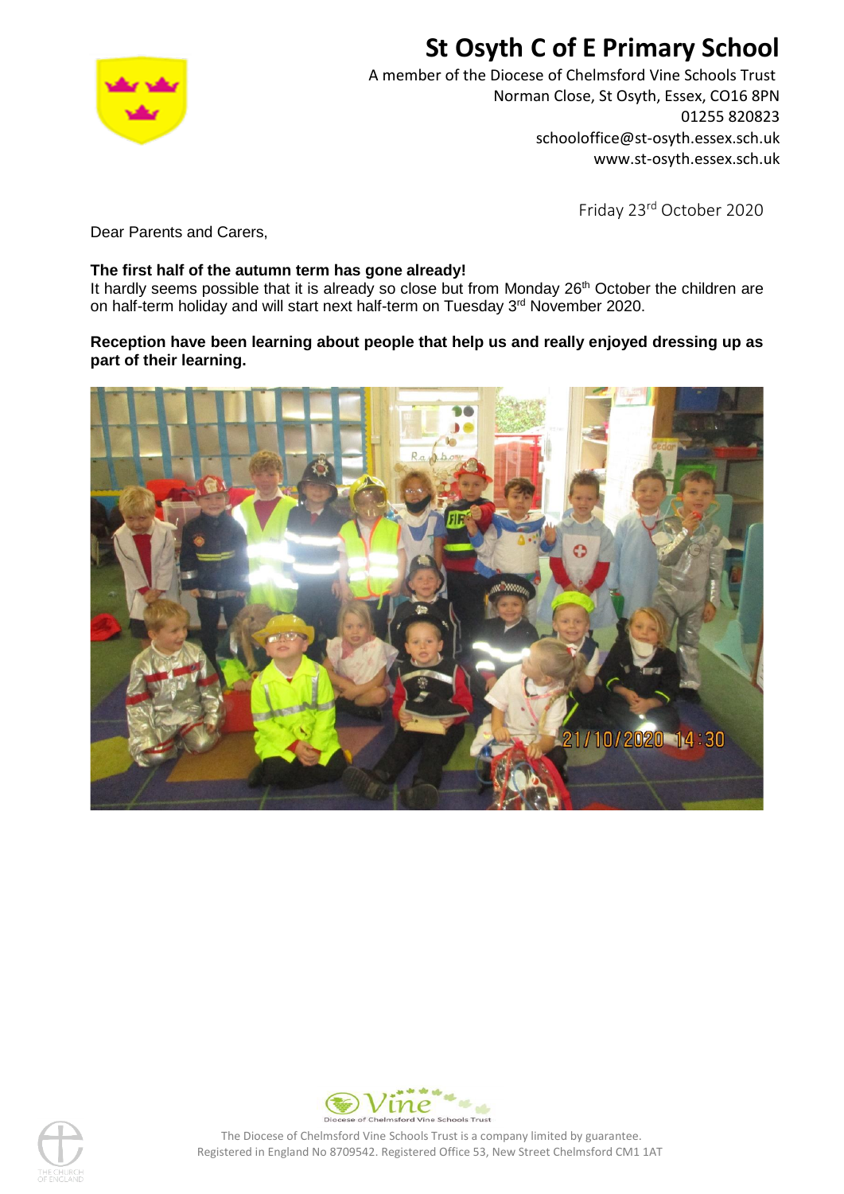# St Osyth C of E Primary School

A member of the Diocese of Chelmsford Vine Schools Trust
Norman Close, St Osyth, Essex, CO16 8PN
01255 820823
schooloffice@st-osyth.essex.sch.uk
www.st-osyth.essex.sch.uk

Friday 23rd October 2020

Dear Parents and Carers,

**The first half of the autumn term has gone already!**
It hardly seems possible that it is already so close but from Monday 26th October the children are on half-term holiday and will start next half-term on Tuesday 3rd November 2020.

**Reception have been learning about people that help us and really enjoyed dressing up as part of their learning.**

The Diocese of Chelmsford Vine Schools Trust is a company limited by guarantee.
Registered in England No 8709542. Registered Office 53, New Street Chelmsford CM1 1AT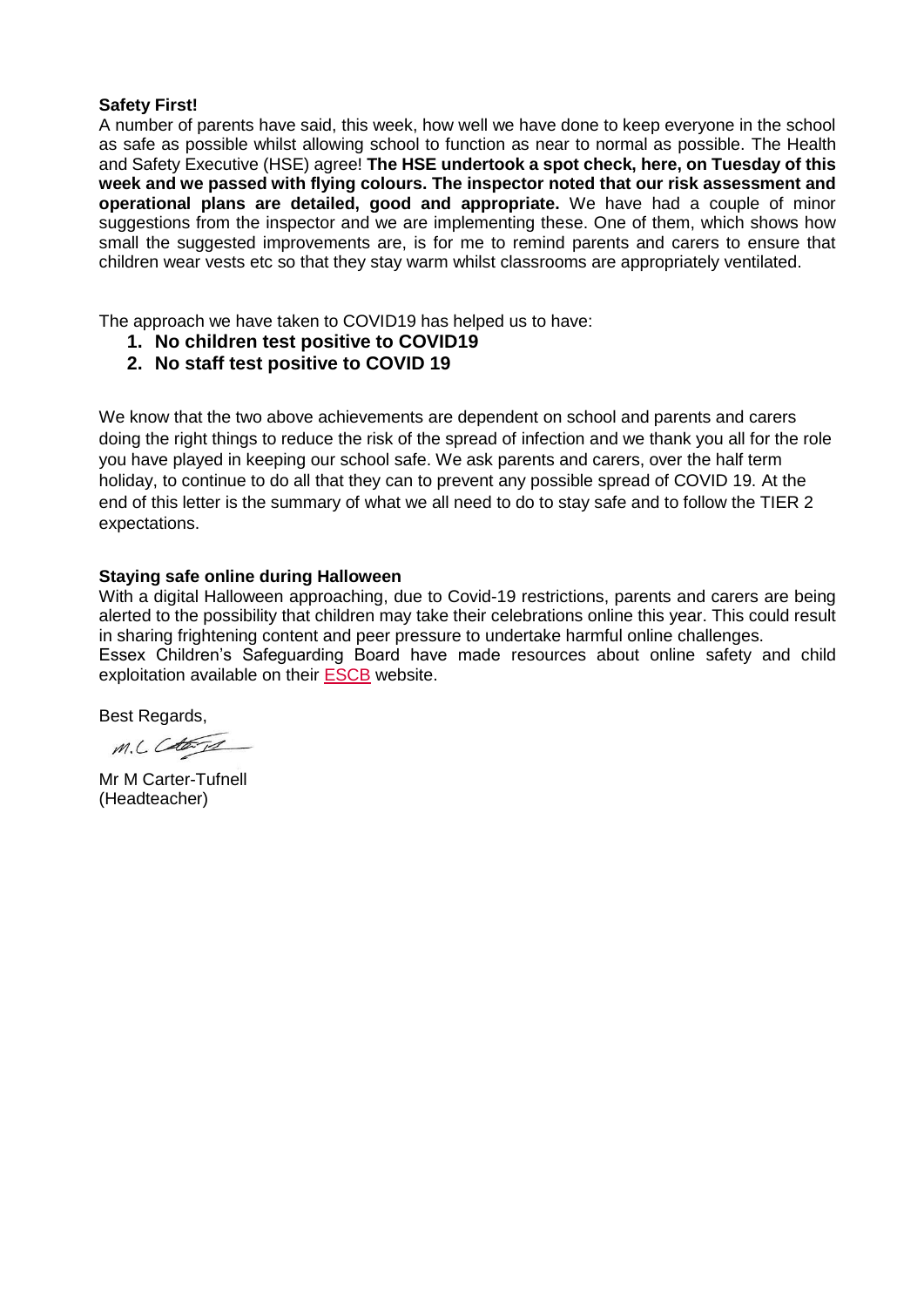**Safety First!**

A number of parents have said, this week, how well we have done to keep everyone in the school as safe as possible whilst allowing school to function as near to normal as possible. The Health and Safety Executive (HSE) agree! **The HSE undertook a spot check, here, on Tuesday of this week and we passed with flying colours. The inspector noted that our risk assessment and operational plans are detailed, good and appropriate.** We have had a couple of minor suggestions from the inspector and we are implementing these. One of them, which shows how small the suggested improvements are, is for me to remind parents and carers to ensure that children wear vests etc so that they stay warm whilst classrooms are appropriately ventilated.

The approach we have taken to COVID19 has helped us to have:

1. **No children test positive to COVID19**
2. **No staff test positive to COVID 19**

We know that the two above achievements are dependent on school and parents and carers doing the right things to reduce the risk of the spread of infection and we thank you all for the role you have played in keeping our school safe. We ask parents and carers, over the half term holiday, to continue to do all that they can to prevent any possible spread of COVID 19. At the end of this letter is the summary of what we all need to do to stay safe and to follow the TIER 2 expectations.

**Staying safe online during Halloween**

With a digital Halloween approaching, due to Covid-19 restrictions, parents and carers are being alerted to the possibility that children may take their celebrations online this year. This could result in sharing frightening content and peer pressure to undertake harmful online challenges.
Essex Children's Safeguarding Board have made resources about online safety and child exploitation available on their ESCB website.

Best Regards,

M.C Carter-Tufnell

Mr M Carter-Tufnell
(Headteacher)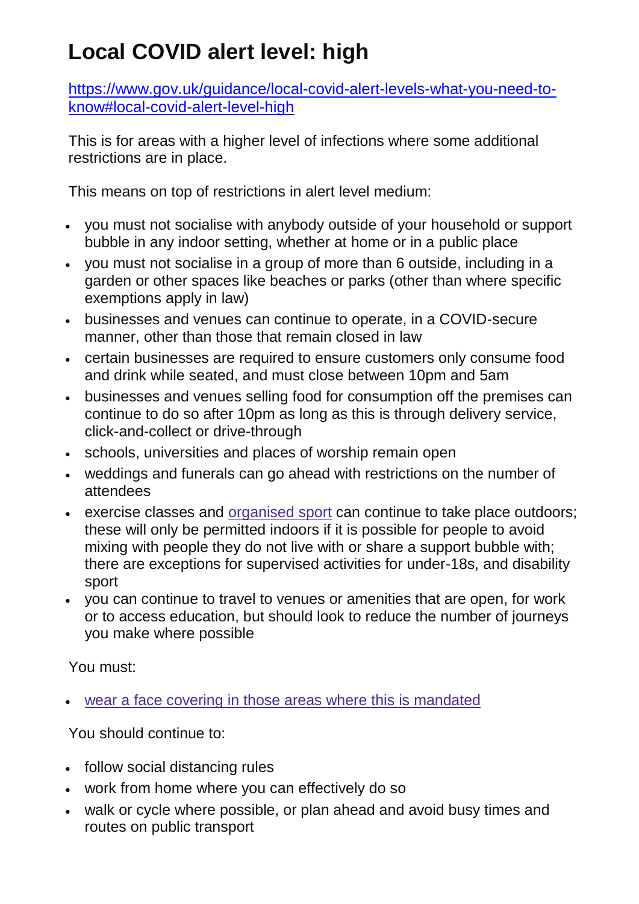# Local COVID alert level: high

[https://www.gov.uk/guidance/local-covid-alert-levels-what-you-need-to-know#local-covid-alert-level-high](https://www.gov.uk/guidance/local-covid-alert-levels-what-you-need-to-know#local-covid-alert-level-high)

This is for areas with a higher level of infections where some additional restrictions are in place.

This means on top of restrictions in alert level medium:

- you must not socialise with anybody outside of your household or support bubble in any indoor setting, whether at home or in a public place
- you must not socialise in a group of more than 6 outside, including in a garden or other spaces like beaches or parks (other than where specific exemptions apply in law)
- businesses and venues can continue to operate, in a COVID-secure manner, other than those that remain closed in law
- certain businesses are required to ensure customers only consume food and drink while seated, and must close between 10pm and 5am
- businesses and venues selling food for consumption off the premises can continue to do so after 10pm as long as this is through delivery service, click-and-collect or drive-through
- schools, universities and places of worship remain open
- weddings and funerals can go ahead with restrictions on the number of attendees
- exercise classes and organised sport can continue to take place outdoors; these will only be permitted indoors if it is possible for people to avoid mixing with people they do not live with or share a support bubble with; there are exceptions for supervised activities for under-18s, and disability sport
- you can continue to travel to venues or amenities that are open, for work or to access education, but should look to reduce the number of journeys you make where possible

You must:

- wear a face covering in those areas where this is mandated

You should continue to:

- follow social distancing rules
- work from home where you can effectively do so
- walk or cycle where possible, or plan ahead and avoid busy times and routes on public transport